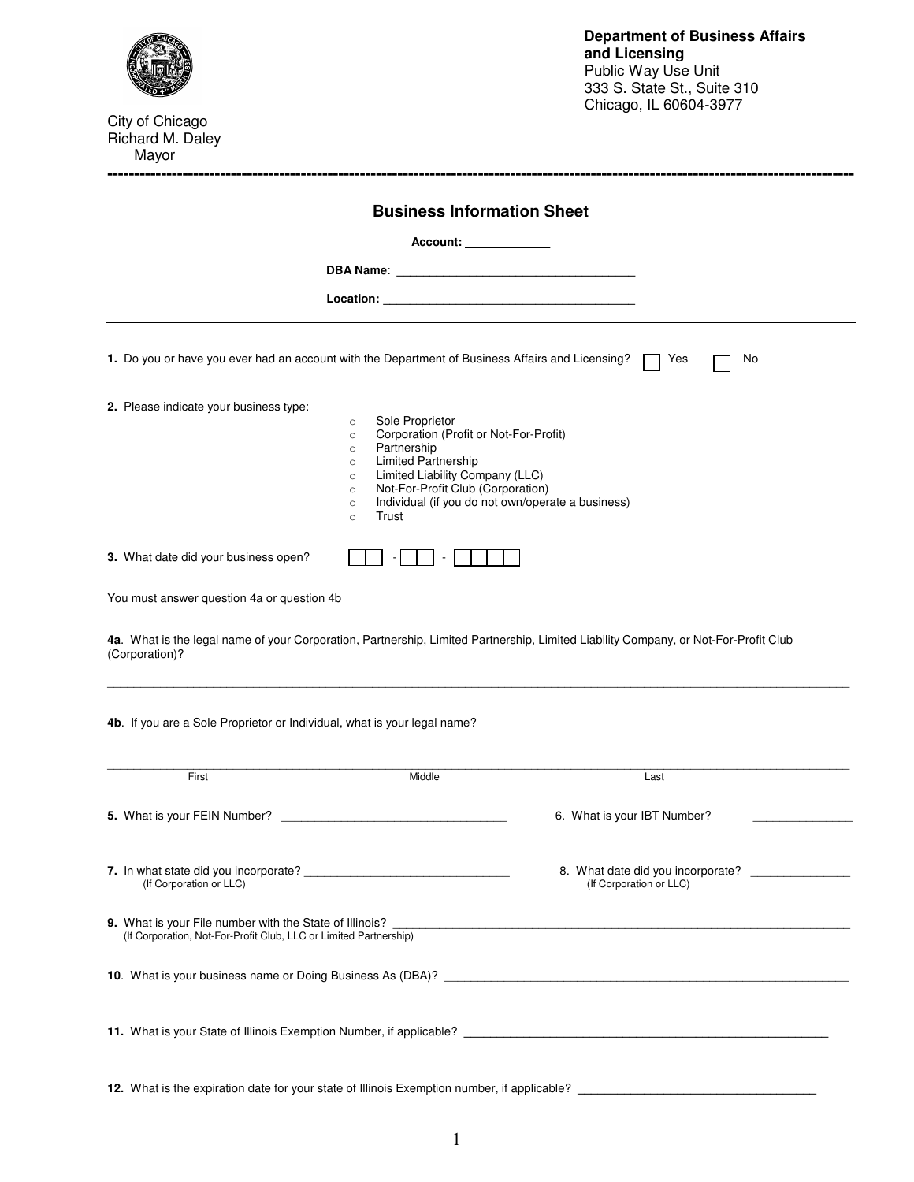City of Chicago
Richard M. Daley
Mayor

**Department of Business Affairs and Licensing**
Public Way Use Unit
333 S. State St., Suite 310
Chicago, IL 60604-3977

---

## Business Information Sheet

**Account:** ____________

**DBA Name**: ___________________________________

**Location:** _____________________________________

---

**1.** Do you or have you ever had an account with the Department of Business Affairs and Licensing? ☐ Yes ☐ No

**2.** Please indicate your business type:

- ○ Sole Proprietor
- ○ Corporation (Profit or Not-For-Profit)
- ○ Partnership
- ○ Limited Partnership
- ○ Limited Liability Company (LLC)
- ○ Not-For-Profit Club (Corporation)
- ○ Individual (if you do not own/operate a business)
- ○ Trust

**3.** What date did you business open? ☐☐ - ☐☐ - ☐☐☐☐

You must answer question 4a or question 4b

**4a**. What is the legal name of your Corporation, Partnership, Limited Partnership, Limited Liability Company, or Not-For-Profit Club (Corporation)?

_____________________________________________________________________________

**4b**. If you are a Sole Proprietor or Individual, what is your legal name?

_____________________________________________________________________________

First Middle Last

**5.** What is your FEIN Number? _________________________________

6. What is your IBT Number? ______________

**7.** In what state did you incorporate? _______________________________
(If Corporation or LLC)

8. What date did you incorporate? ______________
(If Corporation or LLC)

**9.** What is your File number with the State of Illinois? ____________________________________________
(If Corporation, Not-For-Profit Club, LLC or Limited Partnership)

**10**. What is your business name or Doing Business As (DBA)? ____________________________________________

**11.** What is your State of Illinois Exemption Number, if applicable? ____________________________________________

**12.** What is the expiration date for your state of Illinois Exemption number, if applicable? ___________________________________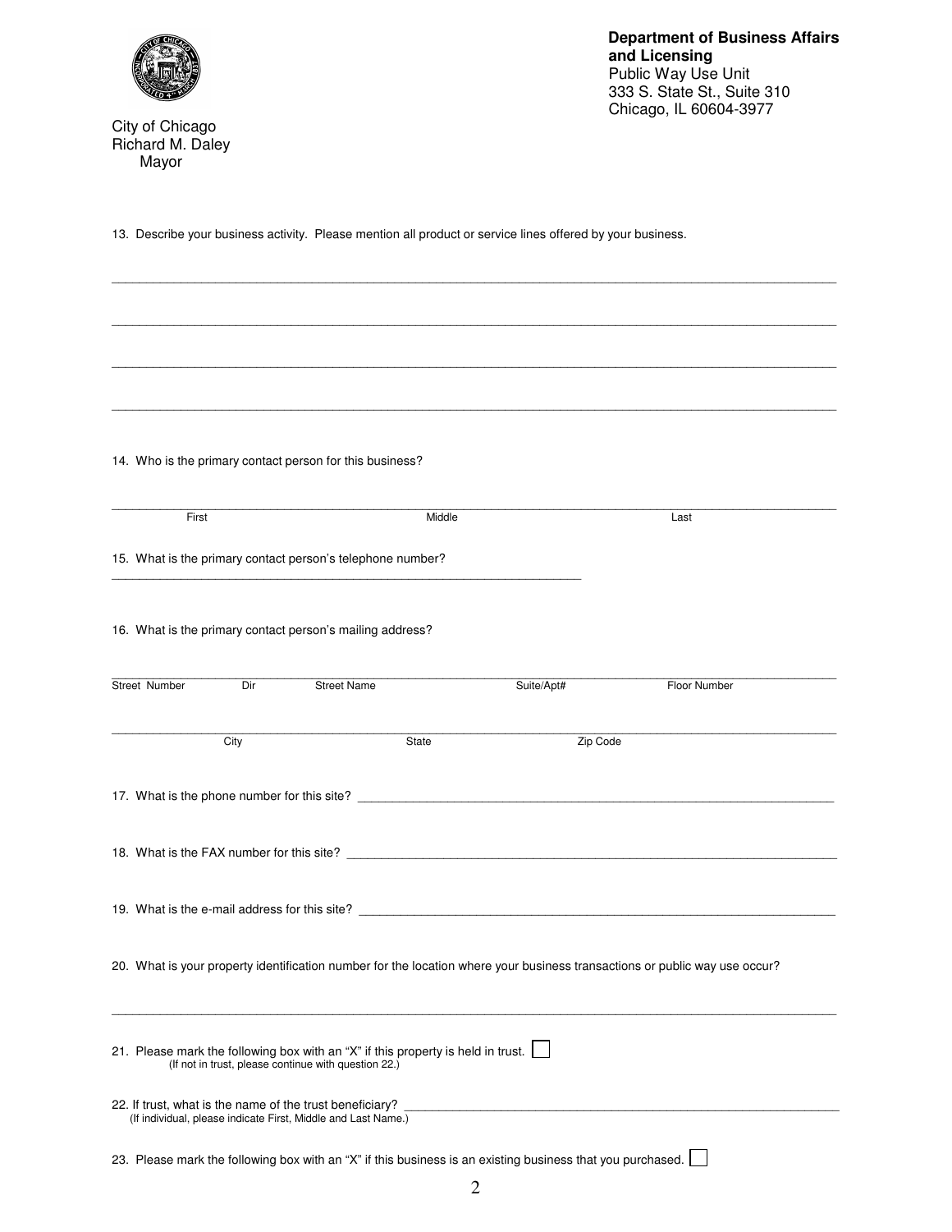**Department of Business Affairs and Licensing**
Public Way Use Unit
333 S. State St., Suite 310
Chicago, IL 60604-3977

City of Chicago
Richard M. Daley
Mayor

13. Describe your business activity. Please mention all product or service lines offered by your business.

______________________________________________________________________________________________

______________________________________________________________________________________________

______________________________________________________________________________________________

______________________________________________________________________________________________

14. Who is the primary contact person for this business?

______________________________________________________________________________________________
First Middle Last

15. What is the primary contact person's telephone number?

______________________________________________________________

16. What is the primary contact person's mailing address?

______________________________________________________________________________________________
Street Number Dir Street Name Suite/Apt# Floor Number

______________________________________________________________________________________________
City State Zip Code

17. What is the phone number for this site? ______________________________________________________________

18. What is the FAX number for this site? ______________________________________________________________

19. What is the e-mail address for this site? ______________________________________________________________

20. What is your property identification number for the location where your business transactions or public way use occur?

______________________________________________________________________________________________

21. Please mark the following box with an "X" if this property is held in trust. ☐
(If not in trust, please continue with question 22.)

22. If trust, what is the name of the trust beneficiary? ______________________________________________________
(If individual, please indicate First, Middle and Last Name.)

23. Please mark the following box with an "X" if this business is an existing business that you purchased. ☐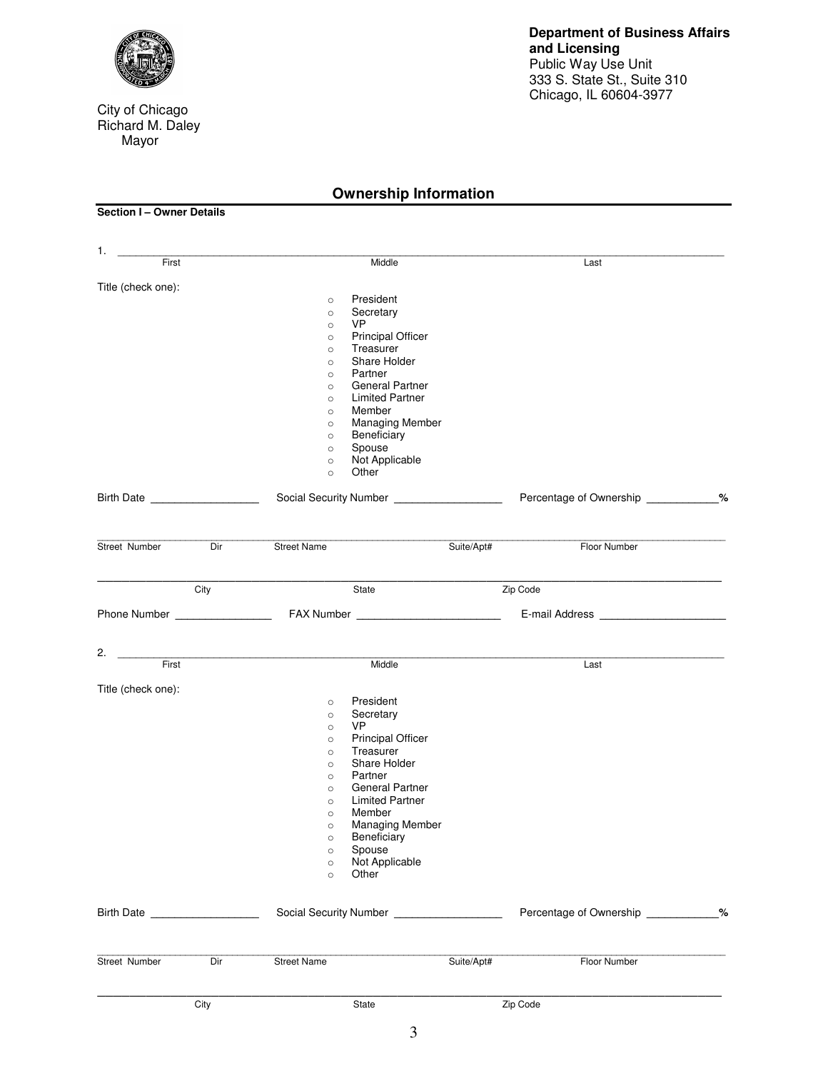City of Chicago
Richard M. Daley
Mayor

**Department of Business Affairs and Licensing**
Public Way Use Unit
333 S. State St., Suite 310
Chicago, IL 60604-3977

## Ownership Information

**Section I – Owner Details**

1. ______________________________________________________________________________
First Middle Last

Title (check one):

- ○ President
- ○ Secretary
- ○ VP
- ○ Principal Officer
- ○ Treasurer
- ○ Share Holder
- ○ Partner
- ○ General Partner
- ○ Limited Partner
- ○ Member
- ○ Managing Member
- ○ Beneficiary
- ○ Spouse
- ○ Not Applicable
- ○ Other

Birth Date ________________ Social Security Number ________________ Percentage of Ownership ___________%

______________________________________________________________________________
Street Number Dir Street Name Suite/Apt# Floor Number

______________________________________________________________________________
City State Zip Code

Phone Number _______________ FAX Number ______________________ E-mail Address ____________________

2. ______________________________________________________________________________
First Middle Last

Title (check one):

- ○ President
- ○ Secretary
- ○ VP
- ○ Principal Officer
- ○ Treasurer
- ○ Share Holder
- ○ Partner
- ○ General Partner
- ○ Limited Partner
- ○ Member
- ○ Managing Member
- ○ Beneficiary
- ○ Spouse
- ○ Not Applicable
- ○ Other

Birth Date ________________ Social Security Number ________________ Percentage of Ownership ___________%

______________________________________________________________________________
Street Number Dir Street Name Suite/Apt# Floor Number

______________________________________________________________________________
City State Zip Code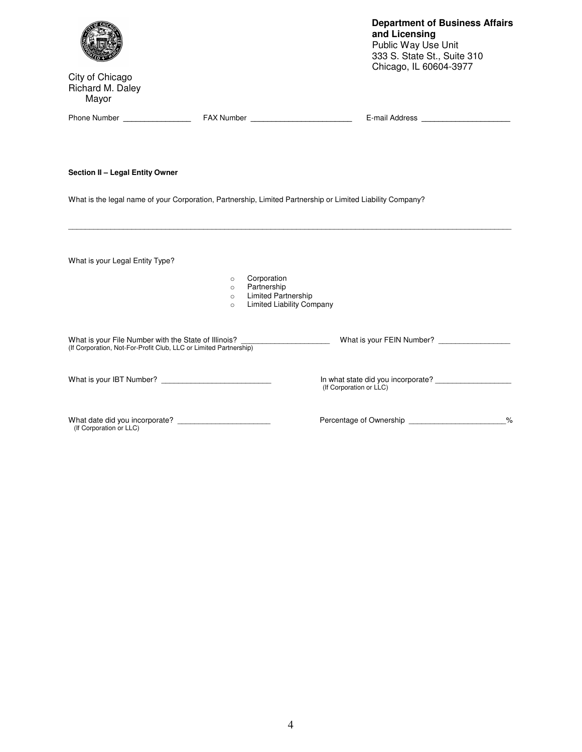City of Chicago
Richard M. Daley
Mayor

**Department of Business Affairs and Licensing**
Public Way Use Unit
333 S. State St., Suite 310
Chicago, IL 60604-3977

Phone Number _______________ FAX Number _______________________ E-mail Address ____________________

**Section II – Legal Entity Owner**

What is the legal name of your Corporation, Partnership, Limited Partnership or Limited Liability Company?

_____________________________________________________________________________________________________

What is your Legal Entity Type?

- Corporation
- Partnership
- Limited Partnership
- Limited Liability Company

What is your File Number with the State of Illinois? _____________________
(If Corporation, Not-For-Profit Club, LLC or Limited Partnership)

What is your FEIN Number? ________________

What is your IBT Number? _________________________

In what state did you incorporate? _________________
(If Corporation or LLC)

What date did you incorporate? _____________________
(If Corporation or LLC)

Percentage of Ownership ______________________%